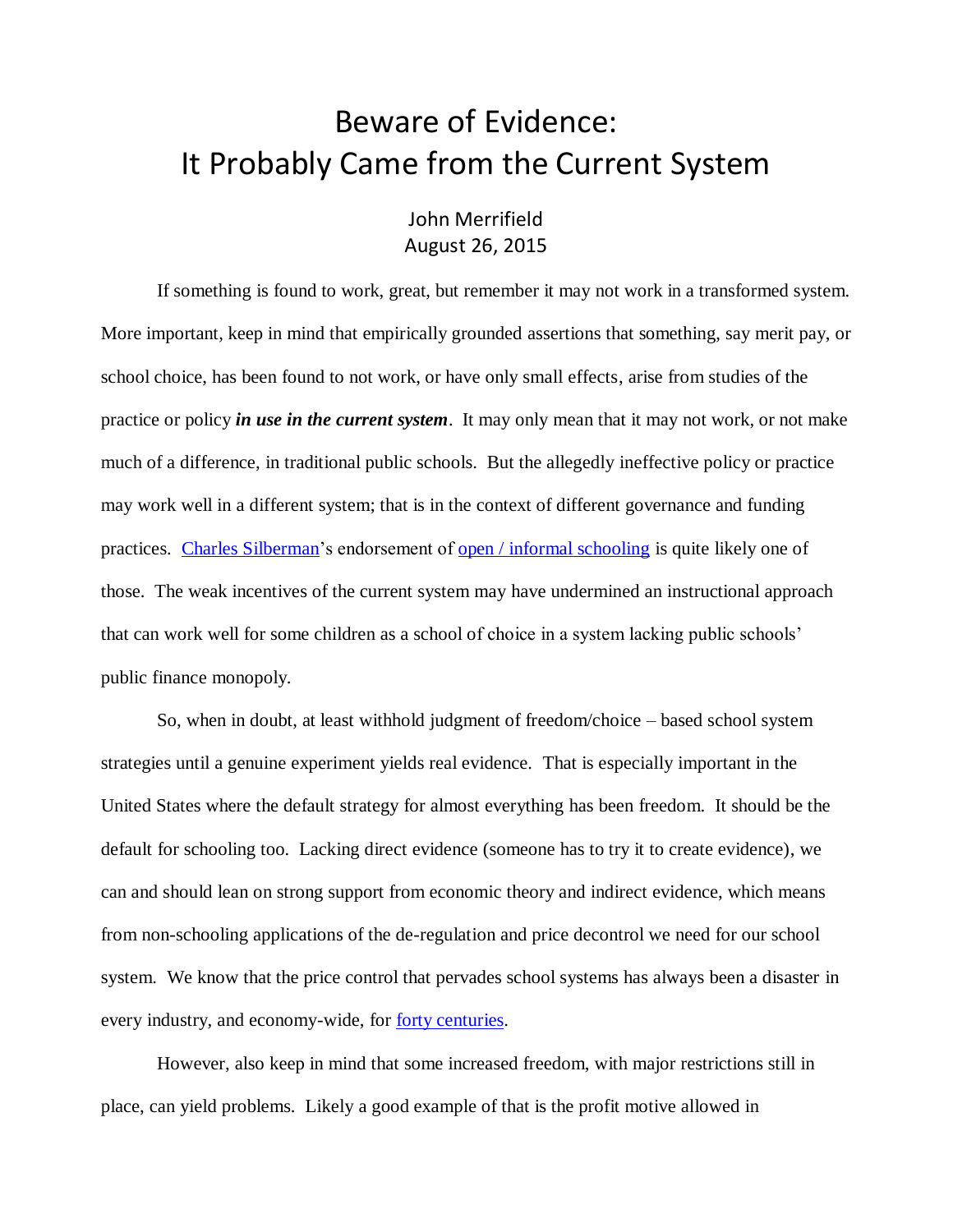# Beware of Evidence: It Probably Came from the Current System

John Merrifield
August 26, 2015

If something is found to work, great, but remember it may not work in a transformed system. More important, keep in mind that empirically grounded assertions that something, say merit pay, or school choice, has been found to not work, or have only small effects, arise from studies of the practice or policy ***in use in the current system***. It may only mean that it may not work, or not make much of a difference, in traditional public schools. But the allegedly ineffective policy or practice may work well in a different system; that is in the context of different governance and funding practices. Charles Silberman's endorsement of open / informal schooling is quite likely one of those. The weak incentives of the current system may have undermined an instructional approach that can work well for some children as a school of choice in a system lacking public schools' public finance monopoly.

So, when in doubt, at least withhold judgment of freedom/choice – based school system strategies until a genuine experiment yields real evidence. That is especially important in the United States where the default strategy for almost everything has been freedom. It should be the default for schooling too. Lacking direct evidence (someone has to try it to create evidence), we can and should lean on strong support from economic theory and indirect evidence, which means from non-schooling applications of the de-regulation and price decontrol we need for our school system. We know that the price control that pervades school systems has always been a disaster in every industry, and economy-wide, for forty centuries.

However, also keep in mind that some increased freedom, with major restrictions still in place, can yield problems. Likely a good example of that is the profit motive allowed in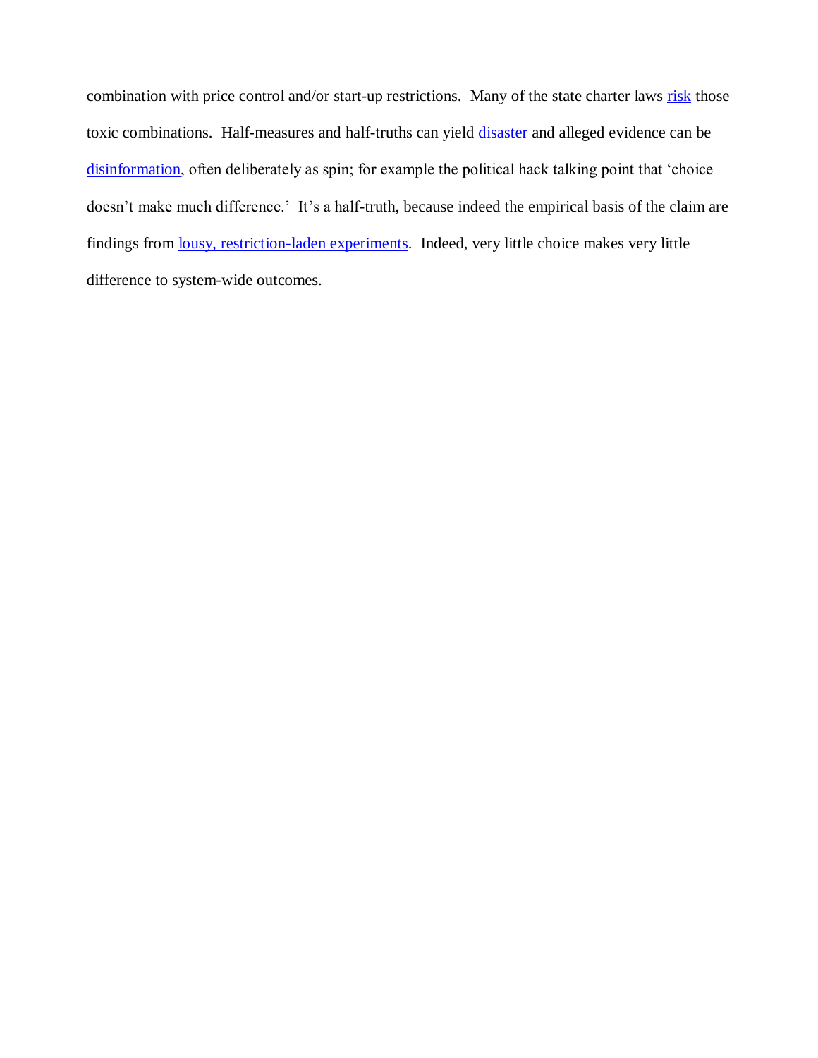combination with price control and/or start-up restrictions. Many of the state charter laws risk those toxic combinations. Half-measures and half-truths can yield disaster and alleged evidence can be disinformation, often deliberately as spin; for example the political hack talking point that 'choice doesn't make much difference.' It's a half-truth, because indeed the empirical basis of the claim are findings from lousy, restriction-laden experiments. Indeed, very little choice makes very little difference to system-wide outcomes.